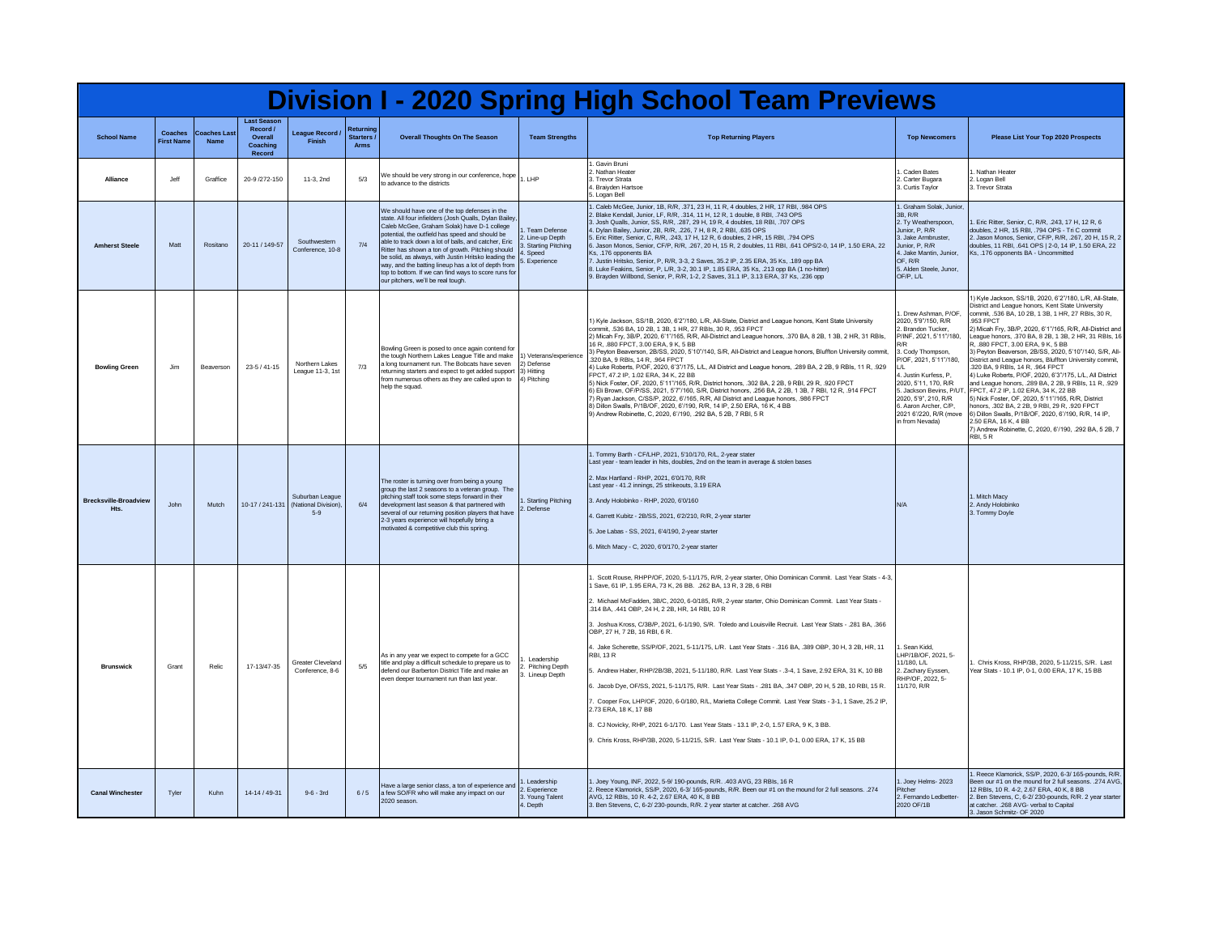# Division I - 2020 Spring High School Team Previews

| School Name | Coaches First Name | Coaches Last Name | Last Season Record / Overall Coaching Record | League Record / Finish | Returning Starters / Arms | Overall Thoughts On The Season | Team Strengths | Top Returning Players | Top Newcomers | Please List Your Top 2020 Prospects |
|---|---|---|---|---|---|---|---|---|---|---|
| Alliance | Jeff | Graffice | 20-9 /272-150 | 11-3, 2nd | 5/3 | We should be very strong in our conference, hope to advance to the districts | 1. LHP | 1. Gavin Bruni<br>2. Nathan Heater<br>3. Trevor Strata<br>4. Braiyden Hartsoe<br>5. Logan Bell | 1. Caden Bates<br>2. Carter Bugara<br>3. Curtis Taylor | 1. Nathan Heater<br>2. Logan Bell<br>3. Trevor Strata |
| Amherst Steele | Matt | Rositano | 20-11 / 149-57 | Southwestern Conference, 10-8 | 7/4 | We should have one of the top defenses in the state. All four infielders (Josh Qualls, Dylan Bailey, Caleb McGee, Graham Solak) have D-1 college potential, the outfield has speed and should be able to track down a lot of balls, and catcher, Eric Ritter has shown a ton of growth. Pitching should be solid, as always, with Justin Hritsko leading the way, and the batting lineup has a lot of depth from top to bottom. If we can find ways to score runs for our pitchers, we'll be real tough. | 1. Team Defense<br>2. Line-up Depth<br>3. Starting Pitching<br>4. Speed<br>5. Experience | 1. Caleb McGee, Junior, 1B, R/R, .371, 23 H, 11 R, 4 doubles, 2 HR, 17 RBI, .984 OPS<br>2. Blake Kendall, Junior, LF, R/R, .314, 11 H, 12 R, 1 double, 8 RBI, .743 OPS<br>3. Josh Qualls, Junior, SS, R/R, .287, 29 H, 19 R, 4 doubles, 18 RBI, .707 OPS<br>4. Dylan Bailey, Junior, 2B, R/R, .226, 7 H, 8 R, 2 RBI, .635 OPS<br>5. Eric Ritter, Senior, C, R/R, .243, 17 H, 12 R, 6 doubles, 2 HR, 15 RBI, .794 OPS<br>6. Jason Monos, Senior, CF/P, R/R, .267, 20 H, 15 R, 2 doubles, 11 RBI, .641 OPS/2-0, 14 IP, 1.50 ERA, 22 Ks, .176 opponents BA<br>7. Justin Hritsko, Senior, P, R/R, 3-3, 2 Saves, 35.2 IP, 2.35 ERA, 35 Ks, .189 opp BA<br>8. Luke Feakins, Senior, P, L/R, 3-2, 30.1 IP, 1.85 ERA, 35 Ks, .213 opp BA (1 no-hitter)<br>9. Brayden Willbond, Senior, P, R/R, 1-2, 2 Saves, 31.1 IP, 3.13 ERA, 37 Ks, .236 opp | 1. Graham Solak, Junior, 3B, R/R<br>2. Ty Weatherspoon, Junior, P, R/R<br>3. Jake Armbruster, Junior, P, R/R<br>4. Jake Mantin, Junior, OF, R/R<br>5. Alden Steele, Junor, OF/P, L/L | 1. Eric Ritter, Senior, C, R/R, .243, 17 H, 12 R, 6 doubles, 2 HR, 15 RBI, .794 OPS - Tri C commit<br>2. Jason Monos, Senior, CF/P, R/R, .267, 20 H, 15 R, 2 doubles, 11 RBI, .641 OPS \| 2-0, 14 IP, 1.50 ERA, 22 Ks, .176 opponents BA - Uncommitted |
| Bowling Green | Jim | Beaverson | 23-5 / 41-15 | Northern Lakes League 11-3, 1st | 7/3 | Bowling Green is posed to once again contend for the tough Northern Lakes League Title and make a long tournament run. The Bobcats have seven returning starters and expect to get added support from numerous others as they are called upon to help the squad. | 1) Veterans/experience<br>2) Defense<br>3) Hitting<br>4) Pitching | 1) Kyle Jackson, SS/1B, 2020, 6'2"/180, L/R, All-State, District and League honors, Kent State University commit, .536 BA, 10 2B, 1 3B, 1 HR, 27 RBIs, 30 R, .953 FPCT<br>2) Micah Fry, 3B/P, 2020, 6'1"/165, R/R, All-District and League honors, .370 BA, 8 2B, 1 3B, 2 HR, 31 RBIs, 16 R, .880 FPCT, 3.00 ERA, 9 K, 5 BB<br>3) Peyton Beaverson, 2B/SS, 2020, 5'10"/140, S/R, All-District and League honors, Bluffton University commit, .320 BA, 9 RBIs, 14 R, .964 FPCT<br>4) Luke Roberts, P/OF, 2020, 6'3"/175, L/L, All District and League honors, .289 BA, 2 2B, 9 RBIs, 11 R, .929 FPCT, 47.2 IP, 1.02 ERA, 34 K, 22 BB<br>5) Nick Foster, OF, 2020, 5'11"/165, R/R, District honors, .302 BA, 2 2B, 9 RBI, 29 R, .920 FPCT<br>6) Eli Brown, OF/P/SS, 2021, 5'7"/160, S/R, District honors, .256 BA, 2 2B, 1 3B, 7 RBI, 12 R, .914 FPCT<br>7) Ryan Jackson, C/SS/P, 2022, 6'/165, R/R, All District and League honors, .986 FPCT<br>8) Dillon Swalls, P/1B/OF, 2020, 6'/190, R/R, 14 IP, 2.50 ERA, 16 K, 4 BB<br>9) Andrew Robinette, C, 2020, 6'/190, .292 BA, 5 2B, 7 RBI, 5 R | 1. Drew Ashman, P/OF, 2020, 5'9"/150, R/R<br>2. Brandon Tucker, P/INF, 2021, 5'11"/180, R/R<br>3. Cody Thompson, P/OF, 2021, 5'11"/180, L/L<br>4. Justin Kurfess, P, 2020, 5'11, 170, R/R<br>5. Jackson Bevins, P/UT, 2020, 5'9", 210, R/R<br>6. Aaron Archer, C/P, 2021 6'/220, R/R (move in from Nevada) | 1) Kyle Jackson, SS/1B, 2020, 6'2"/180, L/R, All-State, District and League honors, Kent State University commit, .536 BA, 10 2B, 1 3B, 1 HR, 27 RBIs, 30 R, .953 FPCT<br>2) Micah Fry, 3B/P, 2020, 6'1"/165, R/R, All-District and League honors, .370 BA, 8 2B, 1 3B, 2 HR, 31 RBIs, 16 R, .880 FPCT, 3.00 ERA, 9 K, 5 BB<br>3) Peyton Beaverson, 2B/SS, 2020, 5'10"/140, S/R, All-District and League honors, Bluffton University commit, .320 BA, 9 RBIs, 14 R, .964 FPCT<br>4) Luke Roberts, P/OF, 2020, 6'3"/175, L/L, All District and League honors, .289 BA, 2 2B, 9 RBIs, 11 R, .929 FPCT, 47.2 IP, 1.02 ERA, 34 K, 22 BB<br>5) Nick Foster, OF, 2020, 5'11"/165, R/R, District honors, .302 BA, 2 2B, 9 RBI, 29 R, .920 FPCT<br>6) Dillon Swalls, P/1B/OF, 2020, 6'/190, R/R, 14 IP, 2.50 ERA, 16 K, 4 BB<br>7) Andrew Robinette, C, 2020, 6'/190, .292 BA, 5 2B, 7 RBI, 5 R |
| Brecksville-Broadview Hts. | John | Mutch | 10-17 / 241-131 | Suburban League (National Division), 5-9 | 6/4 | The roster is turning over from being a young group the last 2 seasons to a veteran group. The pitching staff took some steps forward in their development last season & that partnered with several of our returning position players that have 2-3 years experience will hopefully bring a motivated & competitive club this spring. | 1. Starting Pitching<br>2. Defense | 1. Tommy Barth - CF/LHP, 2021, 5'10/170, R/L, 2-year stater<br>Last year - team leader in hits, doubles, 2nd on the team in average & stolen bases<br>2. Max Hartland - RHP, 2021, 6'0/170, R/R<br>Last year - 41.2 innings, 25 strikeouts, 3.19 ERA<br>3. Andy Holobinko - RHP, 2020, 6'0/160<br>4. Garrett Kubitz - 2B/SS, 2021, 6'2/210, R/R, 2-year starter<br>5. Joe Labas - SS, 2021, 6'4/190, 2-year starter<br>6. Mitch Macy - C, 2020, 6'0/170, 2-year starter | N/A | 1. Mitch Macy<br>2. Andy Holobinko<br>3. Tommy Doyle |
| Brunswick | Grant | Relic | 17-13/47-35 | Greater Cleveland Conference, 8-6 | 5/5 | As in any year we expect to compete for a GCC title and play a difficult schedule to prepare us to defend our Barberton District Title and make an even deeper tournament run than last year. | 1. Leadership<br>2. Pitching Depth<br>3. Lineup Depth | 1. Scott Rouse, RHP/OF, 2020, 5-11/175, R/R, 2-year starter, Ohio Dominican Commit. Last Year Stats - 4-3, 1 Save, 61 IP, 1.95 ERA, 73 K, 26 BB. .262 BA, 13 R, 3 2B, 6 RBI<br>2. Michael McFadden, 3B/C, 2020, 6-0/185, R/R, 2-year starter, Ohio Dominican Commit. Last Year Stats - .314 BA, .441 OBP, 24 H, 2 2B, HR, 14 RBI, 10 R<br>3. Joshua Kross, C/3B/P, 2021, 6-1/190, S/R. Toledo and Louisville Recruit. Last Year Stats - .281 BA, .366 OBP, 27 H, 7 2B, 16 RBI, 6 R.<br>4. Jake Scherette, SS/P/OF, 2021, 5-11/175, L/R. Last Year Stats - .316 BA, .389 OBP, 30 H, 3 2B, HR, 11 RBI, 13 R<br>5. Andrew Haber, RHP/2B/3B, 2021, 5-11/180, R/R. Last Year Stats - .3-4, 1 Save, 2.92 ERA, 31 K, 10 BB<br>6. Jacob Dye, OF/SS, 2021, 5-11/175, R/R. Last Year Stats - .281 BA, .347 OBP, 20 H, 5 2B, 10 RBI, 15 R.<br>7. Cooper Fox, LHP/OF, 2020, 6-0/180, R/L, Marietta College Commit. Last Year Stats - 3-1, 1 Save, 25.2 IP, 2.73 ERA, 18 K, 17 BB<br>8. CJ Novicky, RHP, 2021 6-1/170. Last Year Stats - 13.1 IP, 2-0, 1.57 ERA, 9 K, 3 BB.<br>9. Chris Kross, RHP/3B, 2020, 5-11/215, S/R. Last Year Stats - 10.1 IP, 0-1, 0.00 ERA, 17 K, 15 BB | 1. Sean Kidd, LHP/1B/OF, 2021, 5-11/180, L/L<br>2. Zachary Eyssen, RHP/OF, 2022, 5-11/170, R/R | 1. Chris Kross, RHP/3B, 2020, 5-11/215, S/R. Last Year Stats - 10.1 IP, 0-1, 0.00 ERA, 17 K, 15 BB |
| Canal Winchester | Tyler | Kuhn | 14-14 / 49-31 | 9-6 - 3rd | 6 / 5 | Have a large senior class, a ton of experience and a few SO/FR who will make any impact on our 2020 season. | 1. Leadership<br>2. Experience<br>3. Young Talent<br>4. Depth | 1. Joey Young, INF, 2022, 5-9/ 190-pounds, R/R. .403 AVG, 23 RBIs, 16 R<br>2. Reece Klamorick, SS/P, 2020, 6-3/ 165-pounds, R/R. Been our #1 on the mound for 2 full seasons. .274 AVG, 12 RBIs, 10 R. 4-2, 2.67 ERA, 40 K, 8 BB<br>3. Ben Stevens, C, 6-2/ 230-pounds, R/R. 2 year starter at catcher. .268 AVG | 1. Joey Helms- 2023 Pitcher<br>2. Fernando Ledbetter- 2020 OF/1B | 1. Reece Klamorick, SS/P, 2020, 6-3/ 165-pounds, R/R. Been our #1 on the mound for 2 full seasons. .274 AVG, 12 RBIs, 10 R. 4-2, 2.67 ERA, 40 K, 8 BB<br>2. Ben Stevens, C, 6-2/ 230-pounds, R/R. 2 year starter at catcher. .268 AVG- verbal to Capital<br>3. Jason Schmitz- OF 2020 |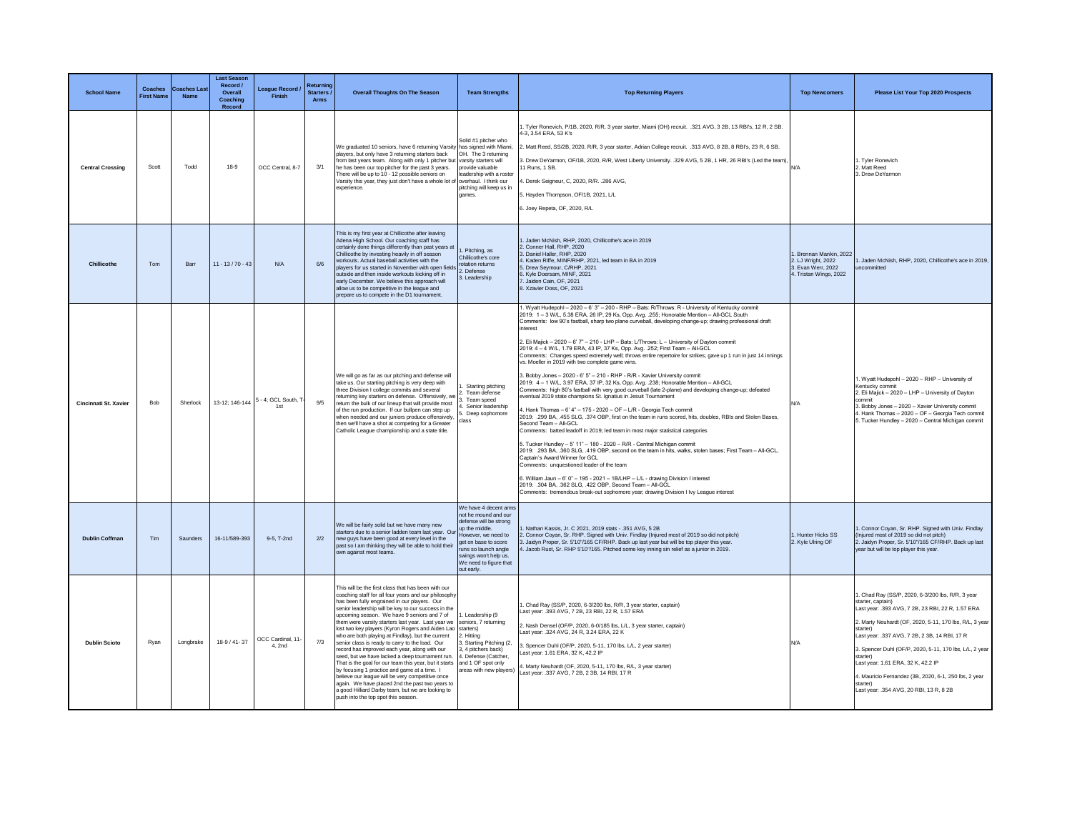| School Name | Coaches First Name | Coaches Last Name | Last Season Record / Overall Coaching Record | League Record / Finish | Returning Starters / Arms | Overall Thoughts On The Season | Team Strengths | Top Returning Players | Top Newcomers | Please List Your Top 2020 Prospects |
|---|---|---|---|---|---|---|---|---|---|---|
| Central Crossing | Scott | Todd | 18-9 | OCC Central, 8-7 | 3/1 | We graduated 10 seniors, have 6 returning Varsity players, but only have 3 returning starters back from last years team. Along with only 1 pitcher but he has been our top pitcher for the past 3 years. There will be up to 10 - 12 possible seniors on Varsity this year, they just don't have a whole lot of experience. | Solid #1 pitcher who has signed with Miami, OH. The 3 returning varsity starters will provide valuable leadership with a roster overhaul. I think our pitching will keep us in games. | 1. Tyler Ronevich, P/1B, 2020, R/R, 3 year starter, Miami (OH) recruit. .321 AVG, 3 2B, 13 RBI's, 12 R, 2 SB. 4-3, 3.54 ERA, 53 K's<br>2. Matt Reed, SS/2B, 2020, R/R, 3 year starter, Adrian College recruit. .313 AVG, 8 2B, 8 RBI's, 23 R, 6 SB.<br>3. Drew DeYarmon, OF/1B, 2020, R/R, West Liberty University. .329 AVG, 5 2B, 1 HR, 26 RBI's (Led the team), 11 Runs, 1 SB.<br>4. Derek Seigneur, C, 2020, R/R. .286 AVG,<br>5. Hayden Thompson, OF/1B, 2021, L/L<br>6. Joey Repeta, OF, 2020, R/L | N/A | 1. Tyler Ronevich<br>2. Matt Reed<br>3. Drew DeYarmon |
| Chillicothe | Tom | Barr | 11 - 13 / 70 - 43 | N/A | 6/6 | This is my first year at Chillicothe after leaving Adena High School. Our coaching staff has certainly done things differently than past years at Chillicothe by investing heavily in off season workouts. Actual baseball activities with the players for us started in November with open fields outside and then inside workouts kicking off in early December. We believe this approach will allow us to be competitive in the league and prepare us to compete in the D1 tournament. | 1. Pitching, as Chillicothe's core rotation returns<br>2. Defense<br>3. Leadership | 1. Jaden McNish, RHP, 2020, Chillicothe's ace in 2019<br>2. Conner Hall, RHP, 2020<br>3. Daniel Haller, RHP, 2020<br>4. Kaden Riffe, MINF/RHP, 2021, led team in BA in 2019<br>5. Drew Seymour, C/RHP, 2021<br>6. Kyle Doersam, MINF, 2021<br>7. Jaiden Cain, OF, 2021<br>8. Xzavier Doss, OF, 2021 | 1. Brennan Mankin, 2022<br>2. LJ Wright, 2022<br>3. Evan Werr, 2022<br>4. Tristan Wingo, 2022 | 1. Jaden McNish, RHP, 2020, Chillicothe's ace in 2019, uncommitted |
| Cincinnati St. Xavier | Bob | Sherlock | 13-12; 146-144 | 5 - 4; GCL South, T-1st | 9/5 | We will go as far as our pitching and defense will take us. Our starting pitching is very deep with three Division I college commits and several returning key starters on defense. Offensively, we return the bulk of our lineup that will provide most of the run production. If our bullpen can step up when needed and our juniors produce offensively, then we'll have a shot at competing for a Greater Catholic League championship and a state title. | 1. Starting pitching<br>2. Team defense<br>3. Team speed<br>4. Senior leadership<br>5. Deep sophomore class | 1. Wyatt Hudepohl – 2020 – 6' 3" – 200 - RHP – Bats: R/Throws: R - University of Kentucky commit<br>2019: 1 – 3 W/L, 5.38 ERA, 26 IP, 29 Ks, Opp. Avg. .255; Honorable Mention – All-GCL South<br>Comments: low 90's fastball, sharp two plane curveball, developing change-up; drawing professional draft interest<br>2. Eli Majick – 2020 – 6' 7" – 210 - LHP – Bats: L/Throws: L – University of Dayton commit<br>2019: 4 – 4 W/L, 1.79 ERA, 43 IP, 37 Ks, Opp. Avg. .252; First Team – All-GCL<br>Comments: Changes speed extremely well; throws entire repertoire for strikes; gave up 1 run in just 14 innings vs. Moeller in 2019 with two complete game wins.<br>3. Bobby Jones – 2020 - 6' 5" – 210 - RHP - R/R - Xavier University commit<br>2019: 4 – 1 W/L, 3.97 ERA, 37 IP, 32 Ks, Opp. Avg. .238; Honorable Mention – All-GCL<br>Comments: high 80's fastball with very good curveball (late 2-plane) and developing change-up; defeated eventual 2019 state champions St. Ignatius in Jesuit Tournament<br>4. Hank Thomas – 6' 4" – 175 - 2020 – OF – L/R - Georgia Tech commit<br>2019: .299 BA, .455 SLG, .374 OBP, first on the team in runs scored, hits, doubles, RBIs and Stolen Bases, Second Team – All-GCL<br>Comments: batted leadoff in 2019; led team in most major statistical categories<br>5. Tucker Hundley – 5' 11" – 180 - 2020 – R/R - Central Michigan commit<br>2019: .293 BA, .360 SLG, .419 OBP, second on the team in hits, walks, stolen bases; First Team – All-GCL, Captain's Award Winner for GCL<br>Comments: unquestioned leader of the team<br>6. William Jaun – 6' 0" – 195 - 2021 – 1B/LHP – L/L - drawing Division I interest<br>2019: .304 BA, .362 SLG, .422 OBP, Second Team – All-GCL<br>Comments: tremendous break-out sophomore year; drawing Division I Ivy League interest | N/A | 1. Wyatt Hudepohl – 2020 – RHP – University of Kentucky commit<br>2. Eli Majick – 2020 – LHP – University of Dayton commit<br>3. Bobby Jones – 2020 – Xavier University commit<br>4. Hank Thomas – 2020 – OF – Georgia Tech commit<br>5. Tucker Hundley – 2020 – Central Michigan commit |
| Dublin Coffman | Tim | Saunders | 16-11/589-393 | 9-5, T-2nd | 2/2 | We will be fairly solid but we have many new starters due to a senior ladden team last year. Our new guys have been good at every level in the past so I am thinking they will be able to hold their own against most teams. | We have 4 decent arms not he mound and our defense will be strong up the middle. However, we need to get on base to score runs so launch angle swings won't help us. We need to figure that out early. | 1. Nathan Kassis, Jr. C 2021, 2019 stats - .351 AVG, 5 2B<br>2. Connor Coyan, Sr. RHP. Signed with Univ. Findlay (Injured most of 2019 so did not pitch)<br>3. Jaidyn Proper, Sr. 5'10"/165 CF/RHP. Back up last year but will be top player this year.<br>4. Jacob Rust, Sr. RHP 5'10"/165. Pitched some key inning sin relief as a junior in 2019. | 1. Hunter Hicks SS<br>2. Kyle Ulring OF | 1. Connor Coyan, Sr. RHP. Signed with Univ. Findlay (Injured most of 2019 so did not pitch)<br>2. Jaidyn Proper, Sr. 5'10"/165 CF/RHP. Back up last year but will be top player this year. |
| Dublin Scioto | Ryan | Longbrake | 18-9 / 41- 37 | OCC Cardinal, 11-4, 2nd | 7/3 | This will be the first class that has been with our coaching staff for all four years and our philosophy has been fully engrained in our players. Our senior leadership will be key to our success in the upcoming season. We have 9 seniors and 7 of them were varsity starters last year. Last year we lost two key players (Kyron Rogers and Aiden Lao who are both playing at Findlay), but the current senior class is ready to carry to the load. Our record has improved each year, along with our seed, but we have lacked a deep tournament run. That is the goal for our team this year, but it starts by focusing 1 practice and game at a time. I believe our league will be very competitive once again. We have placed 2nd the past two years to a good Hilliard Darby team, but we are looking to push into the top spot this season. | 1. Leadership (9 seniors, 7 returning starters)<br>2. Hitting<br>3. Starting Pitching (2, 3, 4 pitchers back)<br>4. Defense (Catcher, and 1 OF spot only areas with new players) | 1. Chad Ray (SS/P, 2020, 6-3/200 lbs, R/R, 3 year starter, captain)<br>Last year: .393 AVG, 7 2B, 23 RBI, 22 R, 1.57 ERA<br>2. Nash Densel (OF/P, 2020, 6-0/185 lbs, L/L, 3 year starter, captain)<br>Last year: .324 AVG, 24 R, 3.24 ERA, 22 K<br>3. Spencer Duhl (OF/P, 2020, 5-11, 170 lbs, L/L, 2 year starter)<br>Last year: 1.61 ERA, 32 K, 42.2 IP<br>4. Marty Neuhardt (OF, 2020, 5-11, 170 lbs, R/L, 3 year starter)<br>Last year: .337 AVG, 7 2B, 2 3B, 14 RBI, 17 R | N/A | 1. Chad Ray (SS/P, 2020, 6-3/200 lbs, R/R, 3 year starter, captain)<br>Last year: .393 AVG, 7 2B, 23 RBI, 22 R, 1.57 ERA<br>2. Marty Neuhardt (OF, 2020, 5-11, 170 lbs, R/L, 3 year starter)<br>Last year: .337 AVG, 7 2B, 2 3B, 14 RBI, 17 R<br>3. Spencer Duhl (OF/P, 2020, 5-11, 170 lbs, L/L, 2 year starter)<br>Last year: 1.61 ERA, 32 K, 42.2 IP<br>4. Mauricio Fernandez (3B, 2020, 6-1, 250 lbs, 2 year starter)<br>Last year: .354 AVG, 20 RBI, 13 R, 8 2B |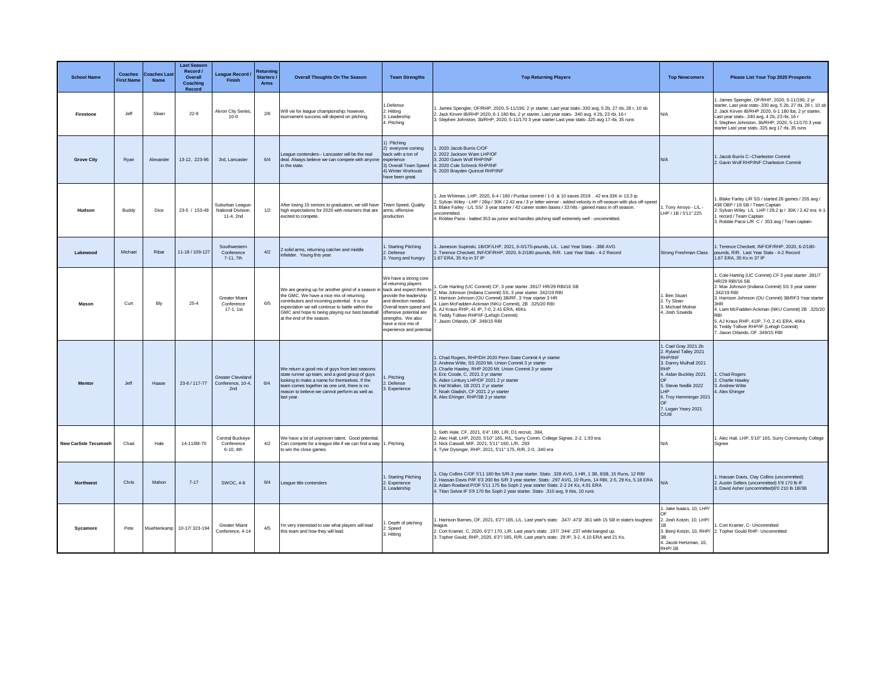| School Name | Coaches First Name | Coaches Last Name | Last Season Record / Overall Coaching Record | League Record / Finish | Returning Starters / Arms | Overall Thoughts On The Season | Team Strengths | Top Returning Players | Top Newcomers | Please List Your Top 2020 Prospects |
|---|---|---|---|---|---|---|---|---|---|---|
| Firestone | Jeff | Sloan | 22-9 | Akron City Series, 10-0 | 2/6 | Will vie for league championship; however, tournament success will depend on pitching. | 1.Defense 2. Hitting 3. Leadership 4. Pitching | 1. James Spengler, OF/RHP, 2020, 5-11/190, 2 yr starter, Last year stats-.330 avg, 5 2b, 27 rbi, 28 r, 10 sb 2. Jack Kirven IB/RHP 2020, 6-1 180 lbs, 2 yr starter, Last year stats- .340 avg, 4 2b, 23 rbi, 16 r 3. Stephen Johnston, 3b/RHP, 2020, 5-11/170 3 year starter Last year stats-.325 avg 17 rbi, 35 runs | N/A | 1. James Spengler, OF/RHP, 2020, 5-11/190, 2 yr starter, Last year stats-.330 avg, 5 2b, 27 rbi, 28 r, 10 sb 2. Jack Kirven IB/RHP 2020, 6-1 180 lbs, 2 yr starter, Last year stats- .340 avg, 4 2b, 23 rbi, 16 r 3. Stephen Johnston, 3b/RHP, 2020, 5-11/170 3 year starter Last year stats-.325 avg 17 rbi, 35 runs |
| Grove City | Ryan | Alexander | 13-12, 223-96 | 3rd, Lancaster | 6/4 | League contenders-- Lancaster will be the real deal. Always believe we can compete with anyone in the state. | 1) Pitching 2) everyone coming back with a ton of experience 3) Overall Team Speed 4) Winter Workouts have been great. | 1. 2020 Jacob Burris C/OF 2. 2022 Jackson Ware LHP/OF 3. 2020 Gavin Wolf RHP/INF 4. 2020 Cole Schreck RHP/INF 5. 2020 Brayden Quincel RHP/INF | N/A | 1. Jacob Burris C--Charleston Commit 2. Gavin Wolf RHP/INF Charleston Commit |
| Hudson | Buddy | Dice | 23-5 / 153-49 | Suburban League-National Division. 11-4, 2nd | 1/2 | After losing 15 seniors to graduation, we still have high expectations for 2020 with returners that are excited to compete. | Team Speed, Quality arms, offensive production | 1. Joe Whitman, LHP, 2020, 6-4 / 180 / Purdue commit / 1-0 & 10 saves 2019 . .42 era 33K in 13.3 ip. 2. Sylvan Wiley - LHP / 28ip / 30K / 2.42 era / 3 yr letter winner - added velocity in off-season with plus off-speed 3. Blake Farley - L/L SS/ 3 year starter / 42 career stolen bases / 33 hits - gained mass in off season. uncommitted. 4. Robbie Pacsi - batted 353 as junior and handles pitching staff extremely well - uncommitted. | 1. Tony Arroyo - L/L - LHP / 1B / 5'11" 225 | 1. Blake Farley L/R SS / started 28 games / 255 avg / 438 OBP / 18 SB / Team Captain 2. Sylvan Wiley L/L LHP / 28.2 ip / 30K / 2.42 era 4-1-1 record / Team Captain 3. Robbie Pacsi L/R C / 353 avg / Team captain |
| Lakewood | Michael | Ribar | 11-18 / 109-127 | Southwestern Conference 7-11, 7th | 4/2 | 2 solid arms, returning catcher and middle infielder. Young this year. | 1. Starting Pitching 2. Defense 3. Young and hungry | 1. Jameson Supinski, 1B/OF/LHP, 2021, 6-0/175-pounds, L/L. Last Year Stats - .388 AVG 2. Terence Checkett, INF/OF/RHP, 2020, 6-2/180-pounds, R/R. Last Year Stats - 4-2 Record 1.67 ERA, 35 Ks in 37 IP | Strong Freshman Class | 1. Terence Checkett, INF/OF/RHP, 2020, 6-2/180-pounds, R/R. Last Year Stats - 4-2 Record 1.67 ERA, 35 Ks in 37 IP |
| Mason | Curt | Bly | 25-4 | Greater Miami Conference 17-1, 1st | 6/5 | We are gearing up for another grind of a season in the GMC. We have a nice mix of returning contributors and incoming potential. It is our expectation we will continue to battle within the GMC and hope to being playing our best baseball at the end of the season. | We have a strong core of returning players back and expect them to provide the leadership and direction needed. Overall team speed and offensive potential are strengths. We also have a nice mix of experience and potential | 1. Cole Harting (UC Commit) CF, 3 year starter .391/7 HR/29 RBI/16 SB 2. Max Johnson (Indiana Commit) SS, 3 year starter .342/19 RBI 3. Harrison Johnson (OU Commit) 3B/RF, 3 Year starter 3 HR 4. Liam McFadden-Ackman (NKU Commit), 2B .325/20 RBI 5. AJ Kraus RHP, 41 IP, 7-0, 2.41 ERA, 46Ks 6. Teddy Tolliver RHP/IF (Lehigh Commit) 7. Jaxon Orlando, OF .349/15 RBI | 1. Ben Stuart 2. Ty Sloan 3. Michael Molnar 4. Josh Szweda | 1. Cole Harting (UC Commit) CF 3 year starter .391/7 HR/29 RBI/16 SB 2. Max Johnson (Indiana Commit) SS 3 year starter .342/19 RBI 3. Harrison Johnson (OU Commit) 3B/RF3 Year starter 3HR 4. Liam McFadden-Ackman (NKU Commit) 2B .325/20 RBI 5. AJ Kraus RHP, 41IP, 7-0, 2.41 ERA, 46Ks 6. Teddy Tolliver RHP/IF (Lehigh Commit) 7. Jaxon Orlando, OF .349/15 RBI |
| Mentor | Jeff | Haase | 23-6 / 117-77 | Greater Cleveland Conference, 10-4, 2nd | 6/4 | We return a good mix of guys from last seasons state runner up team, and a good group of guys looking to make a name for themselves. If the team comes together as one unit, there is no reason to believe we cannot perform as well as last year. | 1. Pitching 2. Defense 3. Experience | 1. Chad Rogers, RHP/DH 2020 Penn State Commit 4 yr starter 2. Andrew Witte, SS 2020 Mt. Union Commit 3 yr starter 3. Charlie Hawley, RHP 2020 Mt. Union Commit 3 yr starter 4. Eric Coode, C, 2021 3 yr starter 5. Aiden Limtury LHP/OF 2021 2 yr starter 6. Hal Walker, 1B 2021 2 yr starter 7. Noah Gladish, CF 2021 2 yr starter 8. Alex Ehinger, RHP/3B 2 yr starter | 1. Cael Gray 2021 2b 2. Ryland Talley 2021 RHP/INF 3. Danny Mulhall 2021 RHP 4. Aidan Buckley 2021 OF 5. Stevie Nedlik 2022 LHP 6. Troy Hemminger 2021 OF 7. Logan Yeary 2021 C/Util | 1. Chad Rogers 2. Charlie Hawley 3. Andrew Witte 4. Alex Ehinger |
| New Carlisle Tecumseh | Chad | Hale | 14-11/88-70 | Central Buckeye Conference 6-10, 4th | 4/2 | We have a lot of unproven talent. Good potential. Can compete for a league title if we can find a way to win the close games. | 1. Pitching | 1. Seth Hale, CF, 2021, 6'4" 180, L/R, D1 recruit, .384, 2. Alec Hall, LHP, 2020, 5'10" 165, R/L, Surry Comm. College Signee, 2-2, 1.93 era 3. Nick Cassell, MIF, 2021, 5'11" 160, L/R, .293 4. Tyler Dysinger, RHP, 2021, 5'11" 175, R/R, 2-0, .340 era | N/A | 1. Alec Hall, LHP, 5'10" 165, Surry Community College Signee |
| Northwest | Chris | Mahon | 7-17 | SWOC, 4-8 | 8/4 | League title contenders | 1. Starting Pitching 2. Experience 3. Leadership | 1. Clay Collins C/OF 5'11 180 lbs S/R-3 year starter. Stats: .328 AVG, 1 HR, 1 3B, 8SB, 15 Runs, 12 RBI 2. Hassan Davis P/IF 6'3 200 lbs S/R 3 year starter. Stats: .297 AVG, 10 Runs, 14 RBI, 2-5, 29 Ks, 5.18 ERA 3. Adam Rowland P/OF 5'11 175 lbs Soph 2 year starter Stats: 2-2 24 Ks, 4.91 ERA 4. Titan Selvie IF 5'9 170 lbs Soph 2 year starter. Stats- .310 avg, 9 rbis, 10 runs | N/A | 1. Hassan Davis, Clay Collins (uncommitted) 2. Austin Sellers (uncommitted) 5'9 170 lb IF 3. David Asher (uncommitted)6'0 210 lb 1B/3B |
| Sycamore | Pete | Muehlenkamp | 10-17/ 323-194 | Greater Miami Conference, 4-14 | 4/5 | I'm very interested to see what players will lead this team and how they will lead. | 1. Depth of pitching 2. Speed 3. Hitting | 1. Harrison Barnes, OF, 2021, 6'2"/ 165, L/L. Last year's stats: .347/ .473/ .361 with 15 SB in state's toughest league. 2. Cort Kramer, C, 2020, 6'2"/ 170, L/R. Last year's stats: .197/ .344/ .237 while banged up. 3. Topher Gould, RHP, 2020, 6'3"/ 185, R/R. Last year's stats: 29 IP, 3-2, 4.10 ERA and 21 Ks. | 1. Jake Isaacs, 10, LHP/ OF 2. Josh Kotzin, 10, LHP/ 1B 3. Benji Kotzin, 10, RHP/ 3B 4. Jacob Hertzman, 10, RHP/ 2B | 1. Cort Kramer, C- Uncommitted 2. Topher Gould RHP- Uncommitted |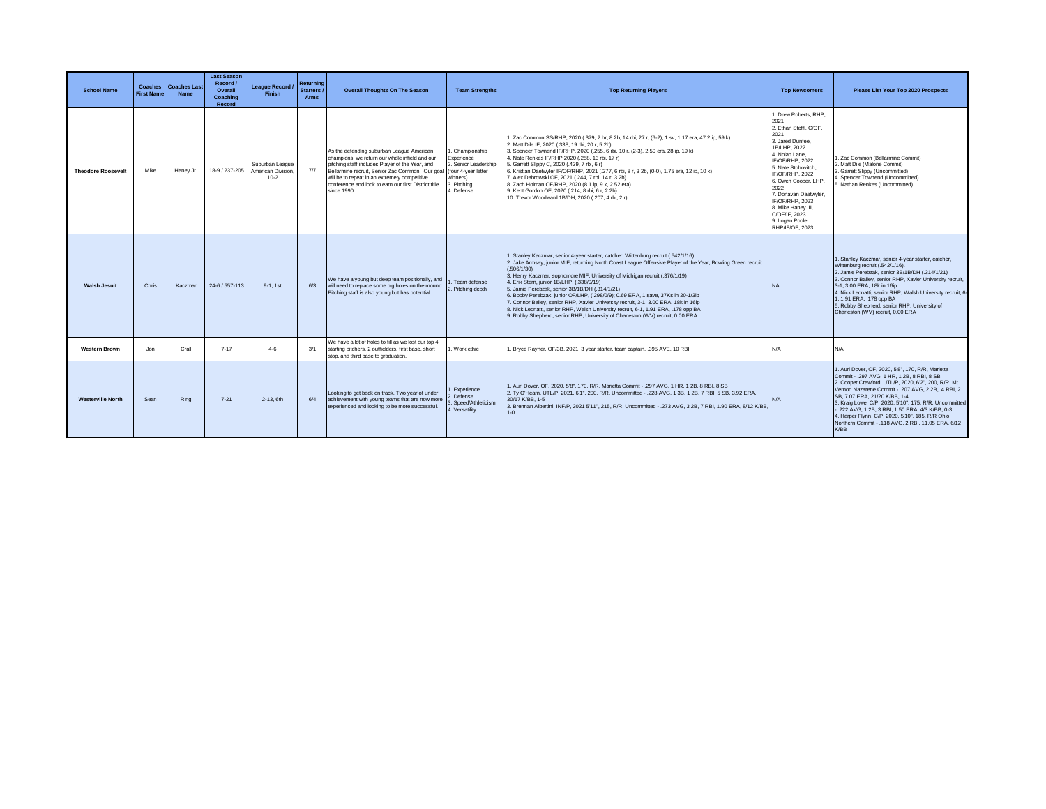| School Name | Coaches First Name | Coaches Last Name | Last Season Record / Overall Coaching Record | League Record / Finish | Returning Starters / Arms | Overall Thoughts On The Season | Team Strengths | Top Returning Players | Top Newcomers | Please List Your Top 2020 Prospects |
|---|---|---|---|---|---|---|---|---|---|---|
| Theodore Roosevelt | Mike | Haney Jr. | 18-9 / 237-205 | Suburban League American Division, 10-2 | 7/7 | As the defending suburban League American champions, we return our whole infield and our pitching staff includes Player of the Year, and Bellarmine recruit, Senior Zac Common. Our goal will be to repeat in an extremely competitive conference and look to earn our first District title since 1990. | 1. Championship Experience 2. Senior Leadership (four 4-year letter winners) 3. Pitching 4. Defense | 1. Zac Common SS/RHP, 2020 (.379, 2 hr, 8 2b, 14 rbi, 27 r, (6-2), 1 sv, 1.17 era, 47.2 ip, 59 k) 2. Matt Dile IF, 2020 (.338, 19 rbi, 20 r, 5 2b) 3. Spencer Townend IF/RHP, 2020 (.255, 6 rbi, 10 r, (2-3), 2.50 era, 28 ip, 19 k) 4. Nate Renkes IF/RHP 2020 (.258, 13 rbi, 17 r) 5. Garrett Slippy C, 2020 (.429, 7 rbi, 6 r) 6. Kristian Daetwyler IF/OF/RHP, 2021 (.277, 6 rbi, 8 r, 3 2b, (0-0), 1.75 era, 12 ip, 10 k) 7. Alex Dabrowski OF, 2021 (.244, 7 rbi, 14 r, 3 2b) 8. Zach Holman OF/RHP, 2020 (8.1 ip, 9 k, 2.52 era) 9. Kent Gordon OF, 2020 (.214, 8 rbi, 6 r, 2 2b) 10. Trevor Woodward 1B/DH, 2020 (.207, 4 rbi, 2 r) | 1. Drew Roberts, RHP, 2021 2. Ethan Steffl, C/OF, 2021 3. Jared Dunfee, 1B/LHP, 2022 4. Nolan Lane, IF/OF/RHP, 2022 5. Nate Stohovitch, IF/OF/RHP, 2022 6. Owen Cooper, LHP, 2022 7. Donavan Daetwyler, IF/OF/RHP, 2023 8. Mike Haney III, C/OF/IF, 2023 9. Logan Poole, RHP/IF/OF, 2023 | 1. Zac Common (Bellarmine Commit) 2. Matt Dile (Malone Commit) 3. Garrett Slippy (Uncommitted) 4. Spencer Townend (Uncommitted) 5. Nathan Renkes (Uncommitted) |
| Walsh Jesuit | Chris | Kaczmar | 24-6 / 557-113 | 9-1, 1st | 6/3 | We have a young but deep team positionally, and will need to replace some big holes on the mound. Pitching staff is also young but has potential. | 1. Team defense 2. Pitching depth | 1. Stanley Kaczmar, senior 4-year starter, catcher, Wittenburg recruit (.542/1/16). 2. Jake Armsey, junior MIF, returning North Coast League Offensive Player of the Year, Bowling Green recruit (.506/1/30) 3. Henry Kaczmar, sophomore MIF, University of Michigan recruit (.376/1/19) 4. Erik Stern, junior 1B/LHP, (.338/0/19) 5. Jamie Perebzak, senior 3B/1B/DH (.314/1/21) 6. Bobby Perebzak, junior OF/LHP, (.298/0/9); 0.69 ERA, 1 save, 37Ks in 20-1/3ip 7. Connor Bailey, senior RHP, Xavier University recruit, 3-1, 3.00 ERA, 18k in 16ip 8. Nick Leonatti, senior RHP, Walsh University recruit, 6-1, 1.91 ERA, .178 opp BA 9. Robby Shepherd, senior RHP, University of Charleston (WV) recruit, 0.00 ERA | NA | 1. Stanley Kaczmar, senior 4-year starter, catcher, Wittenburg recruit (.542/1/16). 2. Jamie Perebzak, senior 3B/1B/DH (.314/1/21) 3. Connor Bailey, senior RHP, Xavier University recruit, 3-1, 3.00 ERA, 18k in 16ip 4. Nick Leonatti, senior RHP, Walsh University recruit, 6-1, 1.91 ERA, .178 opp BA 5. Robby Shepherd, senior RHP, University of Charleston (WV) recruit, 0.00 ERA |
| Western Brown | Jon | Crall | 7-17 | 4-6 | 3/1 | We have a lot of holes to fill as we lost our top 4 starting pitchers, 2 outfielders, first base, short stop, and third base to graduation. | 1. Work ethic | 1. Bryce Rayner, OF/3B, 2021, 3 year starter, team captain. .395 AVE, 10 RBI, | N/A | N/A |
| Westerville North | Sean | Ring | 7-21 | 2-13, 6th | 6/4 | Looking to get back on track. Two year of under achievement with young teams that are now more experienced and looking to be more successful. | 1. Experience 2. Defense 3. Speed/Athleticism 4. Versatility | 1. Auri Dover, OF, 2020, 5'8", 170, R/R, Marietta Commit - .297 AVG, 1 HR, 1 2B, 8 RBI, 8 SB 2. Ty O'Hearn, UTL/P, 2021, 6'1", 200, R/R, Uncommitted - .228 AVG, 1 3B, 1 2B, 7 RBI, 5 SB, 3.92 ERA, 30/17 K/BB, 1-5 3. Brennan Albertini, INF/P, 2021 5'11", 215, R/R, Uncommitted - .273 AVG, 3 2B, 7 RBI, 1.90 ERA, 8/12 K/BB, 1-0 | N/A | 1. Auri Dover, OF, 2020, 5'8", 170, R/R, Marietta Commit - .297 AVG, 1 HR, 1 2B, 8 RBI, 8 SB 2. Cooper Crawford, UTL/P, 2020, 6'2", 200, R/R, Mt. Vernon Nazarene Commit - .207 AVG, 2 2B, 4 RBI, 2 SB, 7.07 ERA, 21/20 K/BB, 1-4 3. Kraig Lowe, C/P, 2020, 5'10", 175, R/R, Uncommitted - .222 AVG, 1 2B, 3 RBI, 1.50 ERA, 4/3 K/BB, 0-3 4. Harper Flynn, C/P, 2020, 5'10", 185, R/R Ohio Northern Commit - .118 AVG, 2 RBI, 11.05 ERA, 6/12 K/BB |